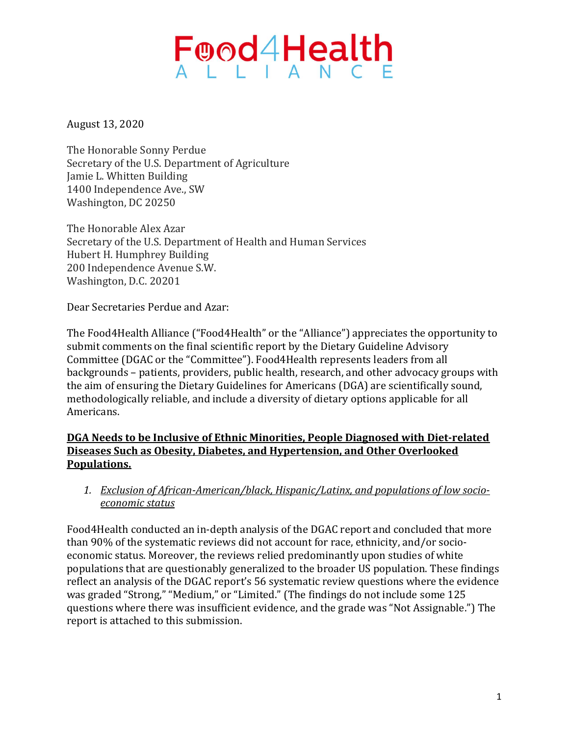# Food4Health ALLIANCE

August 13, 2020

The Honorable Sonny Perdue  
Secretary of the U.S. Department of Agriculture  
Jamie L. Whitten Building  
1400 Independence Ave., SW  
Washington, DC 20250

The Honorable Alex Azar  
Secretary of the U.S. Department of Health and Human Services  
Hubert H. Humphrey Building  
200 Independence Avenue S.W.  
Washington, D.C. 20201

Dear Secretaries Perdue and Azar:

The Food4Health Alliance ("Food4Health" or the "Alliance") appreciates the opportunity to submit comments on the final scientific report by the Dietary Guideline Advisory Committee (DGAC or the "Committee"). Food4Health represents leaders from all backgrounds – patients, providers, public health, research, and other advocacy groups with the aim of ensuring the Dietary Guidelines for Americans (DGA) are scientifically sound, methodologically reliable, and include a diversity of dietary options applicable for all Americans.

**DGA Needs to be Inclusive of Ethnic Minorities, People Diagnosed with Diet-related Diseases Such as Obesity, Diabetes, and Hypertension, and Other Overlooked Populations.**

1. *Exclusion of African-American/black, Hispanic/Latinx, and populations of low socio-economic status*

Food4Health conducted an in-depth analysis of the DGAC report and concluded that more than 90% of the systematic reviews did not account for race, ethnicity, and/or socio-economic status. Moreover, the reviews relied predominantly upon studies of white populations that are questionably generalized to the broader US population. These findings reflect an analysis of the DGAC report's 56 systematic review questions where the evidence was graded "Strong," "Medium," or "Limited." (The findings do not include some 125 questions where there was insufficient evidence, and the grade was "Not Assignable.") The report is attached to this submission.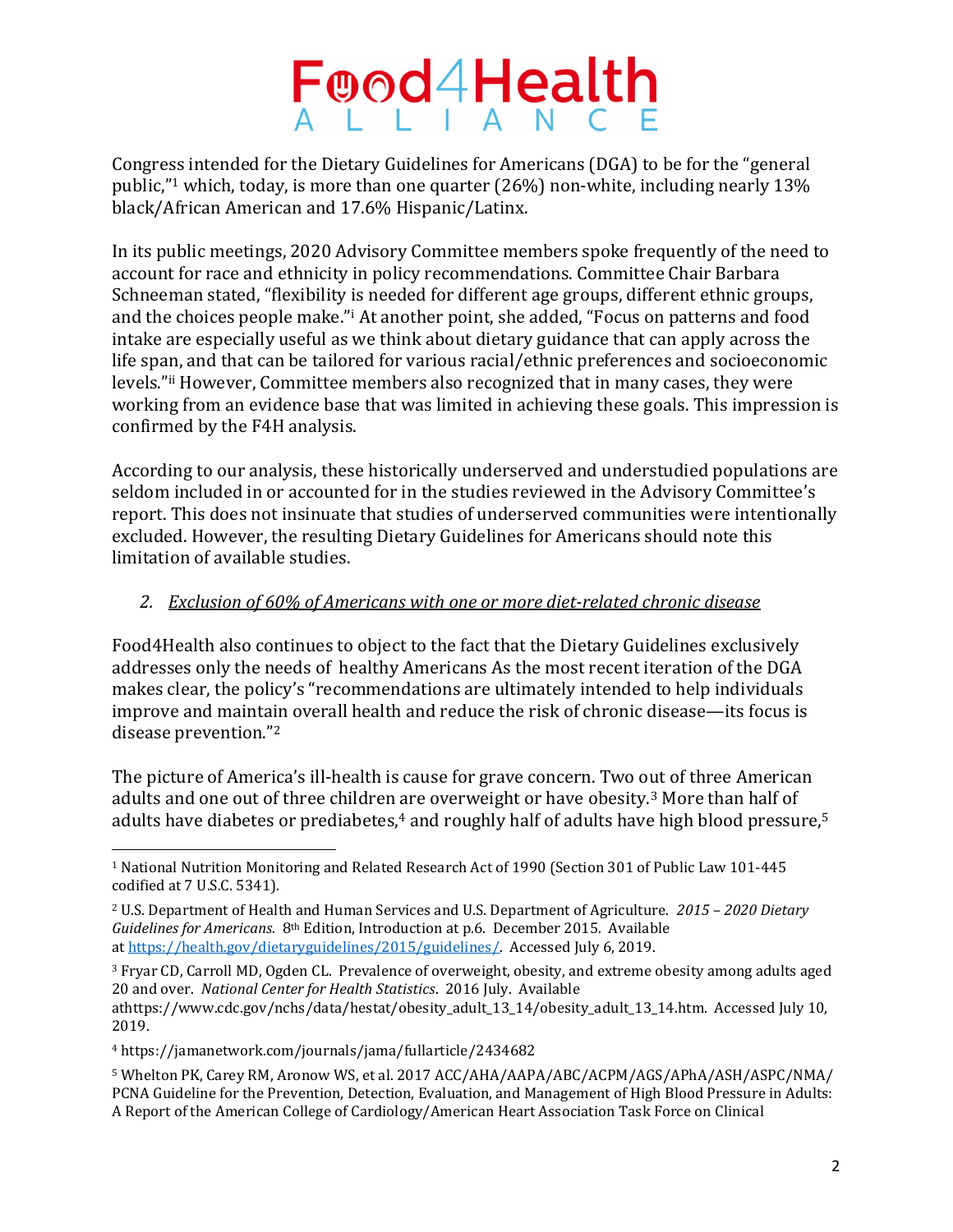# Food4Health ALLIANCE

Congress intended for the Dietary Guidelines for Americans (DGA) to be for the "general public,"[1] which, today, is more than one quarter (26%) non-white, including nearly 13% black/African American and 17.6% Hispanic/Latinx.

In its public meetings, 2020 Advisory Committee members spoke frequently of the need to account for race and ethnicity in policy recommendations. Committee Chair Barbara Schneeman stated, "flexibility is needed for different age groups, different ethnic groups, and the choices people make."[i] At another point, she added, "Focus on patterns and food intake are especially useful as we think about dietary guidance that can apply across the life span, and that can be tailored for various racial/ethnic preferences and socioeconomic levels."[ii] However, Committee members also recognized that in many cases, they were working from an evidence base that was limited in achieving these goals. This impression is confirmed by the F4H analysis.

According to our analysis, these historically underserved and understudied populations are seldom included in or accounted for in the studies reviewed in the Advisory Committee's report. This does not insinuate that studies of underserved communities were intentionally excluded. However, the resulting Dietary Guidelines for Americans should note this limitation of available studies.

2. *Exclusion of 60% of Americans with one or more diet-related chronic disease*

Food4Health also continues to object to the fact that the Dietary Guidelines exclusively addresses only the needs of healthy Americans As the most recent iteration of the DGA makes clear, the policy's "recommendations are ultimately intended to help individuals improve and maintain overall health and reduce the risk of chronic disease—its focus is disease prevention."[2]

The picture of America's ill-health is cause for grave concern. Two out of three American adults and one out of three children are overweight or have obesity.[3] More than half of adults have diabetes or prediabetes,[4] and roughly half of adults have high blood pressure,[5]

---

[1] National Nutrition Monitoring and Related Research Act of 1990 (Section 301 of Public Law 101-445 codified at 7 U.S.C. 5341).

[2] U.S. Department of Health and Human Services and U.S. Department of Agriculture. *2015 – 2020 Dietary Guidelines for Americans*. 8th Edition, Introduction at p.6. December 2015. Available at https://health.gov/dietaryguidelines/2015/guidelines/. Accessed July 6, 2019.

[3] Fryar CD, Carroll MD, Ogden CL. Prevalence of overweight, obesity, and extreme obesity among adults aged 20 and over. *National Center for Health Statistics*. 2016 July. Available athttps://www.cdc.gov/nchs/data/hestat/obesity_adult_13_14/obesity_adult_13_14.htm. Accessed July 10, 2019.

[4] https://jamanetwork.com/journals/jama/fullarticle/2434682

[5] Whelton PK, Carey RM, Aronow WS, et al. 2017 ACC/AHA/AAPA/ABC/ACPM/AGS/APhA/ASH/ASPC/NMA/PCNA Guideline for the Prevention, Detection, Evaluation, and Management of High Blood Pressure in Adults: A Report of the American College of Cardiology/American Heart Association Task Force on Clinical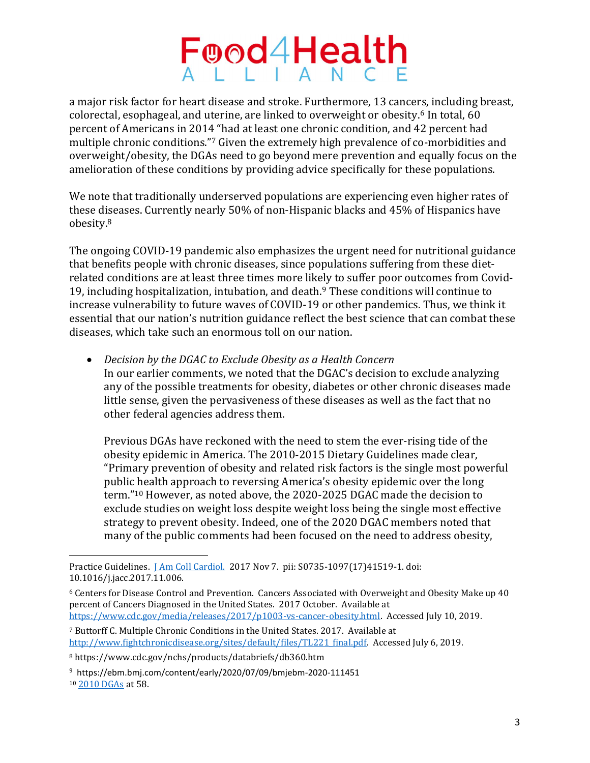a major risk factor for heart disease and stroke. Furthermore, 13 cancers, including breast, colorectal, esophageal, and uterine, are linked to overweight or obesity.[6] In total, 60 percent of Americans in 2014 "had at least one chronic condition, and 42 percent had multiple chronic conditions."[7] Given the extremely high prevalence of co-morbidities and overweight/obesity, the DGAs need to go beyond mere prevention and equally focus on the amelioration of these conditions by providing advice specifically for these populations.

We note that traditionally underserved populations are experiencing even higher rates of these diseases. Currently nearly 50% of non-Hispanic blacks and 45% of Hispanics have obesity.[8]

The ongoing COVID-19 pandemic also emphasizes the urgent need for nutritional guidance that benefits people with chronic diseases, since populations suffering from these diet-related conditions are at least three times more likely to suffer poor outcomes from Covid-19, including hospitalization, intubation, and death.[9] These conditions will continue to increase vulnerability to future waves of COVID-19 or other pandemics. Thus, we think it essential that our nation's nutrition guidance reflect the best science that can combat these diseases, which take such an enormous toll on our nation.

- *Decision by the DGAC to Exclude Obesity as a Health Concern*
  In our earlier comments, we noted that the DGAC's decision to exclude analyzing any of the possible treatments for obesity, diabetes or other chronic diseases made little sense, given the pervasiveness of these diseases as well as the fact that no other federal agencies address them.

  Previous DGAs have reckoned with the need to stem the ever-rising tide of the obesity epidemic in America. The 2010-2015 Dietary Guidelines made clear, "Primary prevention of obesity and related risk factors is the single most powerful public health approach to reversing America's obesity epidemic over the long term."[10] However, as noted above, the 2020-2025 DGAC made the decision to exclude studies on weight loss despite weight loss being the single most effective strategy to prevent obesity. Indeed, one of the 2020 DGAC members noted that many of the public comments had been focused on the need to address obesity,

---

Practice Guidelines. [J Am Coll Cardiol.](#) 2017 Nov 7. pii: S0735-1097(17)41519-1. doi: 10.1016/j.jacc.2017.11.006.

[6] Centers for Disease Control and Prevention. Cancers Associated with Overweight and Obesity Make up 40 percent of Cancers Diagnosed in the United States. 2017 October. Available at https://www.cdc.gov/media/releases/2017/p1003-vs-cancer-obesity.html. Accessed July 10, 2019.

[7] Buttorff C. Multiple Chronic Conditions in the United States. 2017. Available at http://www.fightchronicdisease.org/sites/default/files/TL221_final.pdf. Accessed July 6, 2019.

[8] https://www.cdc.gov/nchs/products/databriefs/db360.htm

[9] https://ebm.bmj.com/content/early/2020/07/09/bmjebm-2020-111451

[10] [2010 DGAs](#) at 58.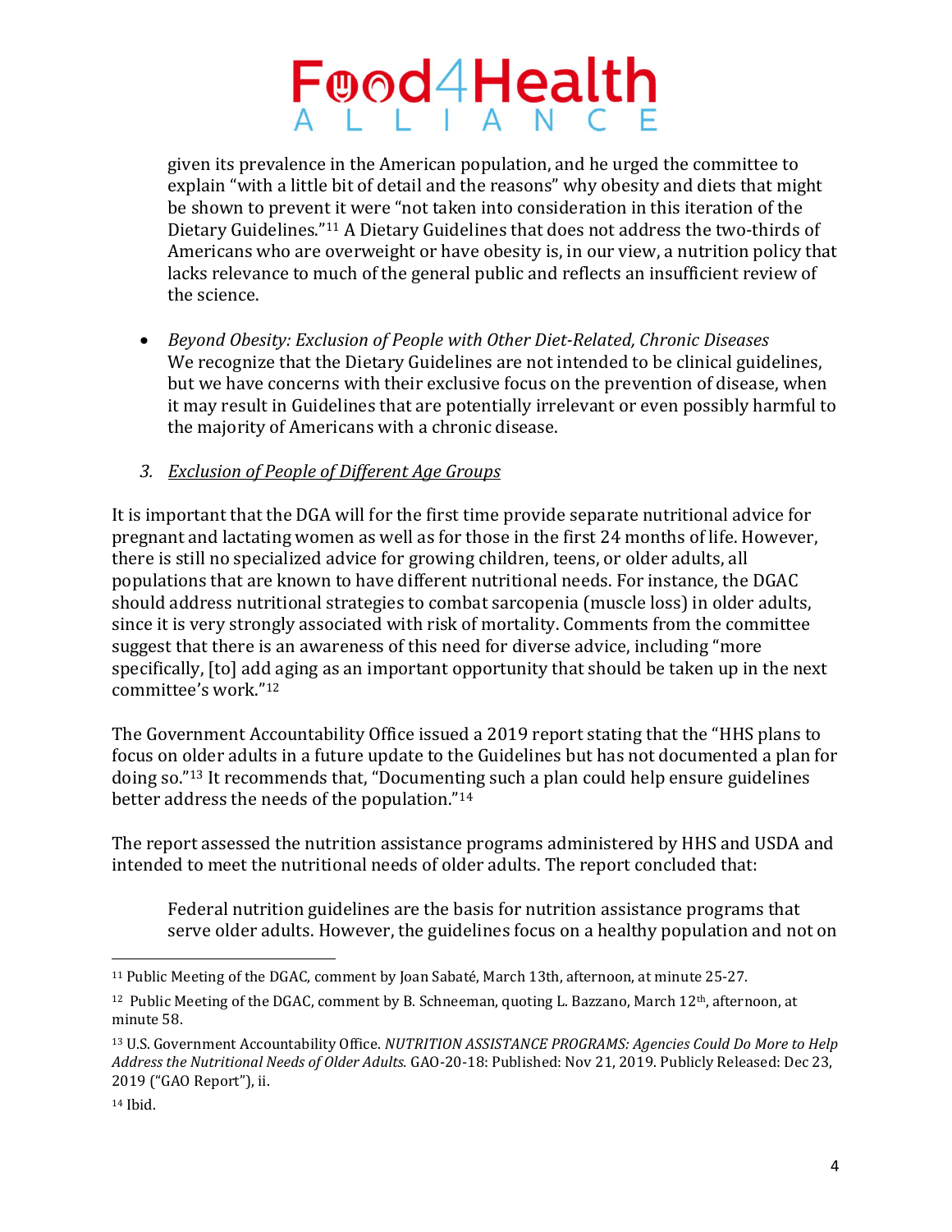given its prevalence in the American population, and he urged the committee to explain "with a little bit of detail and the reasons" why obesity and diets that might be shown to prevent it were "not taken into consideration in this iteration of the Dietary Guidelines."[11] A Dietary Guidelines that does not address the two-thirds of Americans who are overweight or have obesity is, in our view, a nutrition policy that lacks relevance to much of the general public and reflects an insufficient review of the science.

- *Beyond Obesity: Exclusion of People with Other Diet-Related, Chronic Diseases*
  We recognize that the Dietary Guidelines are not intended to be clinical guidelines, but we have concerns with their exclusive focus on the prevention of disease, when it may result in Guidelines that are potentially irrelevant or even possibly harmful to the majority of Americans with a chronic disease.

3. *Exclusion of People of Different Age Groups*

It is important that the DGA will for the first time provide separate nutritional advice for pregnant and lactating women as well as for those in the first 24 months of life. However, there is still no specialized advice for growing children, teens, or older adults, all populations that are known to have different nutritional needs. For instance, the DGAC should address nutritional strategies to combat sarcopenia (muscle loss) in older adults, since it is very strongly associated with risk of mortality. Comments from the committee suggest that there is an awareness of this need for diverse advice, including "more specifically, [to] add aging as an important opportunity that should be taken up in the next committee's work."[12]

The Government Accountability Office issued a 2019 report stating that the "HHS plans to focus on older adults in a future update to the Guidelines but has not documented a plan for doing so."[13] It recommends that, "Documenting such a plan could help ensure guidelines better address the needs of the population."[14]

The report assessed the nutrition assistance programs administered by HHS and USDA and intended to meet the nutritional needs of older adults. The report concluded that:

> Federal nutrition guidelines are the basis for nutrition assistance programs that serve older adults. However, the guidelines focus on a healthy population and not on

---

[11] Public Meeting of the DGAC, comment by Joan Sabaté, March 13th, afternoon, at minute 25-27.

[12] Public Meeting of the DGAC, comment by B. Schneeman, quoting L. Bazzano, March 12th, afternoon, at minute 58.

[13] U.S. Government Accountability Office. *NUTRITION ASSISTANCE PROGRAMS: Agencies Could Do More to Help Address the Nutritional Needs of Older Adults.* GAO-20-18: Published: Nov 21, 2019. Publicly Released: Dec 23, 2019 ("GAO Report"), ii.

[14] Ibid.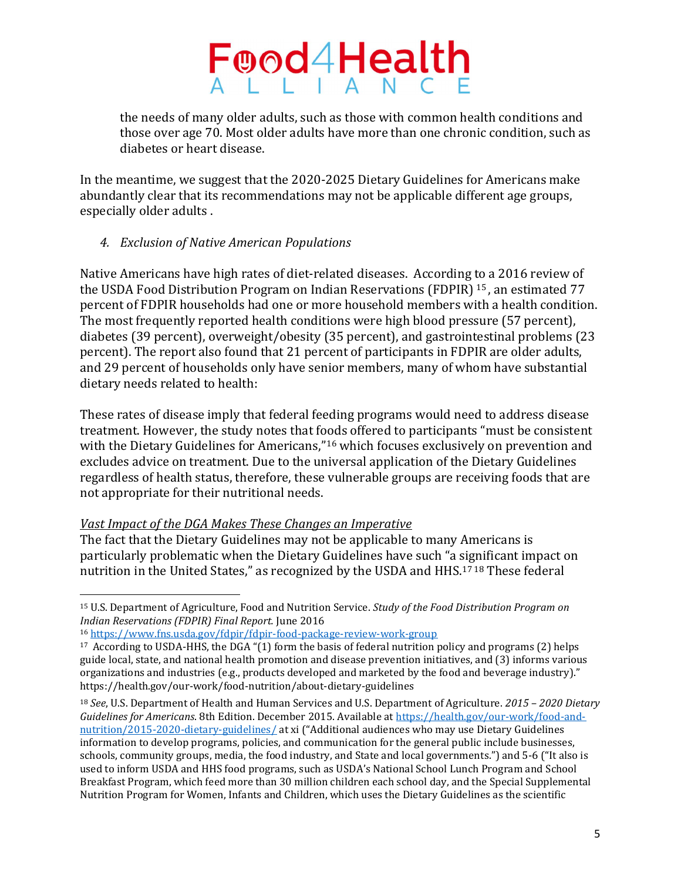the needs of many older adults, such as those with common health conditions and those over age 70. Most older adults have more than one chronic condition, such as diabetes or heart disease.

In the meantime, we suggest that the 2020-2025 Dietary Guidelines for Americans make abundantly clear that its recommendations may not be applicable different age groups, especially older adults .

4. *Exclusion of Native American Populations*

Native Americans have high rates of diet-related diseases. According to a 2016 review of the USDA Food Distribution Program on Indian Reservations (FDPIR) [15], an estimated 77 percent of FDPIR households had one or more household members with a health condition. The most frequently reported health conditions were high blood pressure (57 percent), diabetes (39 percent), overweight/obesity (35 percent), and gastrointestinal problems (23 percent). The report also found that 21 percent of participants in FDPIR are older adults, and 29 percent of households only have senior members, many of whom have substantial dietary needs related to health:

These rates of disease imply that federal feeding programs would need to address disease treatment. However, the study notes that foods offered to participants "must be consistent with the Dietary Guidelines for Americans,"[16] which focuses exclusively on prevention and excludes advice on treatment. Due to the universal application of the Dietary Guidelines regardless of health status, therefore, these vulnerable groups are receiving foods that are not appropriate for their nutritional needs.

<u>*Vast Impact of the DGA Makes These Changes an Imperative*</u>

The fact that the Dietary Guidelines may not be applicable to many Americans is particularly problematic when the Dietary Guidelines have such "a significant impact on nutrition in the United States," as recognized by the USDA and HHS.[17][18] These federal

---

[15] U.S. Department of Agriculture, Food and Nutrition Service. *Study of the Food Distribution Program on Indian Reservations (FDPIR) Final Report.* June 2016

[16] https://www.fns.usda.gov/fdpir/fdpir-food-package-review-work-group

[17] According to USDA-HHS, the DGA "(1) form the basis of federal nutrition policy and programs (2) helps guide local, state, and national health promotion and disease prevention initiatives, and (3) informs various organizations and industries (e.g., products developed and marketed by the food and beverage industry)." https://health.gov/our-work/food-nutrition/about-dietary-guidelines

[18] *See*, U.S. Department of Health and Human Services and U.S. Department of Agriculture. *2015 – 2020 Dietary Guidelines for Americans*. 8th Edition. December 2015. Available at https://health.gov/our-work/food-and-nutrition/2015-2020-dietary-guidelines/ at xi ("Additional audiences who may use Dietary Guidelines information to develop programs, policies, and communication for the general public include businesses, schools, community groups, media, the food industry, and State and local governments.") and 5-6 ("It also is used to inform USDA and HHS food programs, such as USDA's National School Lunch Program and School Breakfast Program, which feed more than 30 million children each school day, and the Special Supplemental Nutrition Program for Women, Infants and Children, which uses the Dietary Guidelines as the scientific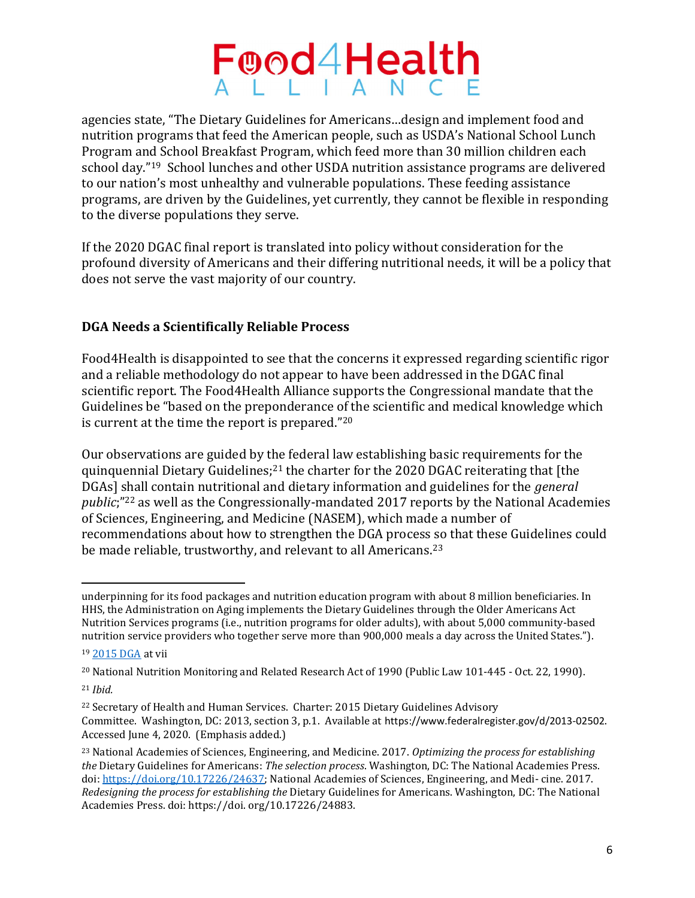agencies state, "The Dietary Guidelines for Americans…design and implement food and nutrition programs that feed the American people, such as USDA's National School Lunch Program and School Breakfast Program, which feed more than 30 million children each school day."[19] School lunches and other USDA nutrition assistance programs are delivered to our nation's most unhealthy and vulnerable populations. These feeding assistance programs, are driven by the Guidelines, yet currently, they cannot be flexible in responding to the diverse populations they serve.

If the 2020 DGAC final report is translated into policy without consideration for the profound diversity of Americans and their differing nutritional needs, it will be a policy that does not serve the vast majority of our country.

**DGA Needs a Scientifically Reliable Process**

Food4Health is disappointed to see that the concerns it expressed regarding scientific rigor and a reliable methodology do not appear to have been addressed in the DGAC final scientific report. The Food4Health Alliance supports the Congressional mandate that the Guidelines be "based on the preponderance of the scientific and medical knowledge which is current at the time the report is prepared."[20]

Our observations are guided by the federal law establishing basic requirements for the quinquennial Dietary Guidelines;[21] the charter for the 2020 DGAC reiterating that [the DGAs] shall contain nutritional and dietary information and guidelines for the *general public*;"[22] as well as the Congressionally-mandated 2017 reports by the National Academies of Sciences, Engineering, and Medicine (NASEM), which made a number of recommendations about how to strengthen the DGA process so that these Guidelines could be made reliable, trustworthy, and relevant to all Americans.[23]

---

underpinning for its food packages and nutrition education program with about 8 million beneficiaries. In HHS, the Administration on Aging implements the Dietary Guidelines through the Older Americans Act Nutrition Services programs (i.e., nutrition programs for older adults), with about 5,000 community-based nutrition service providers who together serve more than 900,000 meals a day across the United States.").

[19] 2015 DGA at vii

[20] National Nutrition Monitoring and Related Research Act of 1990 (Public Law 101-445 - Oct. 22, 1990).

[21] *Ibid.*

[22] Secretary of Health and Human Services. Charter: 2015 Dietary Guidelines Advisory Committee. Washington, DC: 2013, section 3, p.1. Available at https://www.federalregister.gov/d/2013-02502. Accessed June 4, 2020. (Emphasis added.)

[23] National Academies of Sciences, Engineering, and Medicine. 2017. *Optimizing the process for establishing the* Dietary Guidelines for Americans: *The selection process*. Washington, DC: The National Academies Press. doi: https://doi.org/10.17226/24637; National Academies of Sciences, Engineering, and Medi- cine. 2017. *Redesigning the process for establishing the* Dietary Guidelines for Americans. Washington, DC: The National Academies Press. doi: https://doi. org/10.17226/24883.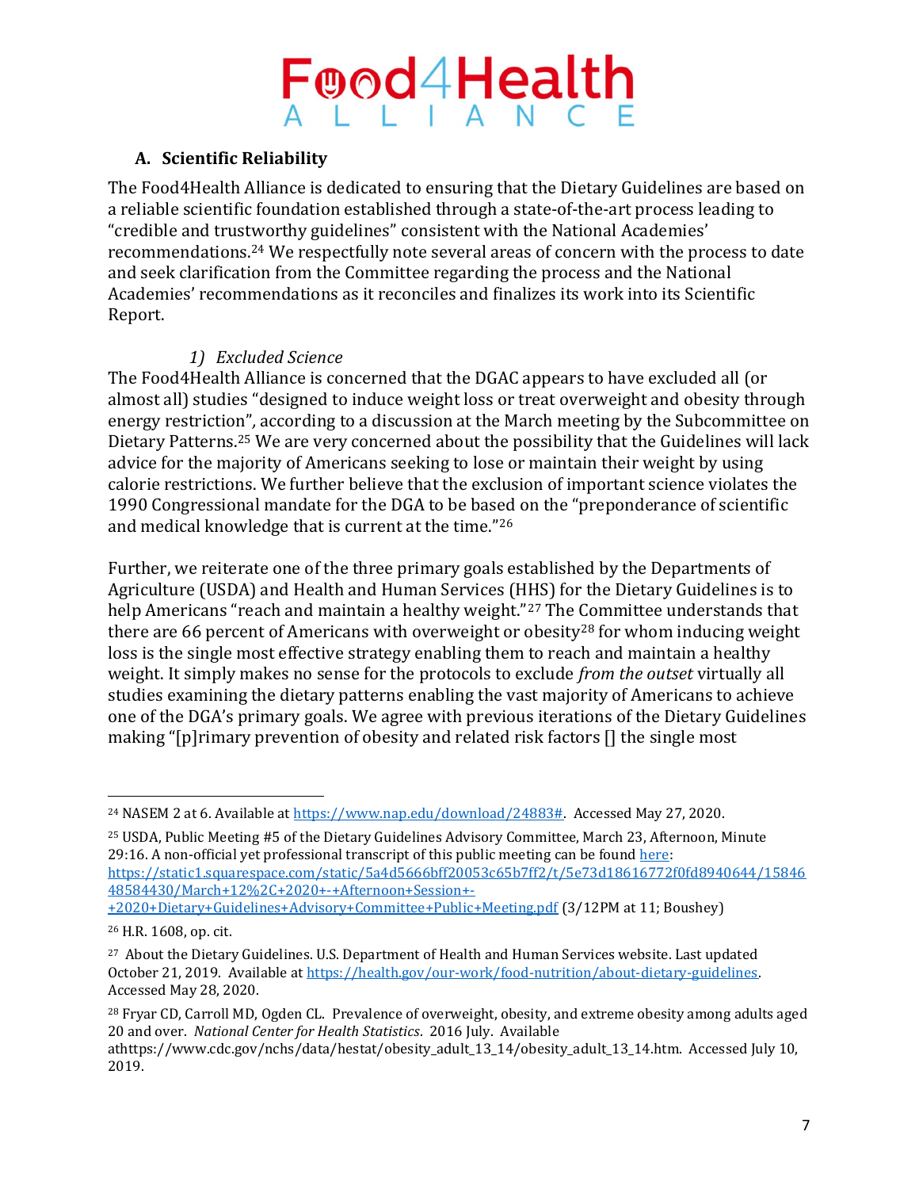### A. Scientific Reliability

The Food4Health Alliance is dedicated to ensuring that the Dietary Guidelines are based on a reliable scientific foundation established through a state-of-the-art process leading to "credible and trustworthy guidelines" consistent with the National Academies' recommendations.[24] We respectfully note several areas of concern with the process to date and seek clarification from the Committee regarding the process and the National Academies' recommendations as it reconciles and finalizes its work into its Scientific Report.

#### *1) Excluded Science*

The Food4Health Alliance is concerned that the DGAC appears to have excluded all (or almost all) studies "designed to induce weight loss or treat overweight and obesity through energy restriction", according to a discussion at the March meeting by the Subcommittee on Dietary Patterns.[25] We are very concerned about the possibility that the Guidelines will lack advice for the majority of Americans seeking to lose or maintain their weight by using calorie restrictions. We further believe that the exclusion of important science violates the 1990 Congressional mandate for the DGA to be based on the "preponderance of scientific and medical knowledge that is current at the time."[26]

Further, we reiterate one of the three primary goals established by the Departments of Agriculture (USDA) and Health and Human Services (HHS) for the Dietary Guidelines is to help Americans "reach and maintain a healthy weight."[27] The Committee understands that there are 66 percent of Americans with overweight or obesity[28] for whom inducing weight loss is the single most effective strategy enabling them to reach and maintain a healthy weight. It simply makes no sense for the protocols to exclude *from the outset* virtually all studies examining the dietary patterns enabling the vast majority of Americans to achieve one of the DGA's primary goals. We agree with previous iterations of the Dietary Guidelines making "[p]rimary prevention of obesity and related risk factors [] the single most

---

[24] NASEM 2 at 6. Available at https://www.nap.edu/download/24883#. Accessed May 27, 2020.

[25] USDA, Public Meeting #5 of the Dietary Guidelines Advisory Committee, March 23, Afternoon, Minute 29:16. A non-official yet professional transcript of this public meeting can be found here: https://static1.squarespace.com/static/5a4d5666bff20053c65b7ff2/t/5e73d18616772f0fd8940644/1584648584430/March+12%2C+2020+-+Afternoon+Session+-+2020+Dietary+Guidelines+Advisory+Committee+Public+Meeting.pdf (3/12PM at 11; Boushey)

[26] H.R. 1608, op. cit.

[27] About the Dietary Guidelines. U.S. Department of Health and Human Services website. Last updated October 21, 2019. Available at https://health.gov/our-work/food-nutrition/about-dietary-guidelines. Accessed May 28, 2020.

[28] Fryar CD, Carroll MD, Ogden CL. Prevalence of overweight, obesity, and extreme obesity among adults aged 20 and over. *National Center for Health Statistics*. 2016 July. Available athttps://www.cdc.gov/nchs/data/hestat/obesity_adult_13_14/obesity_adult_13_14.htm. Accessed July 10, 2019.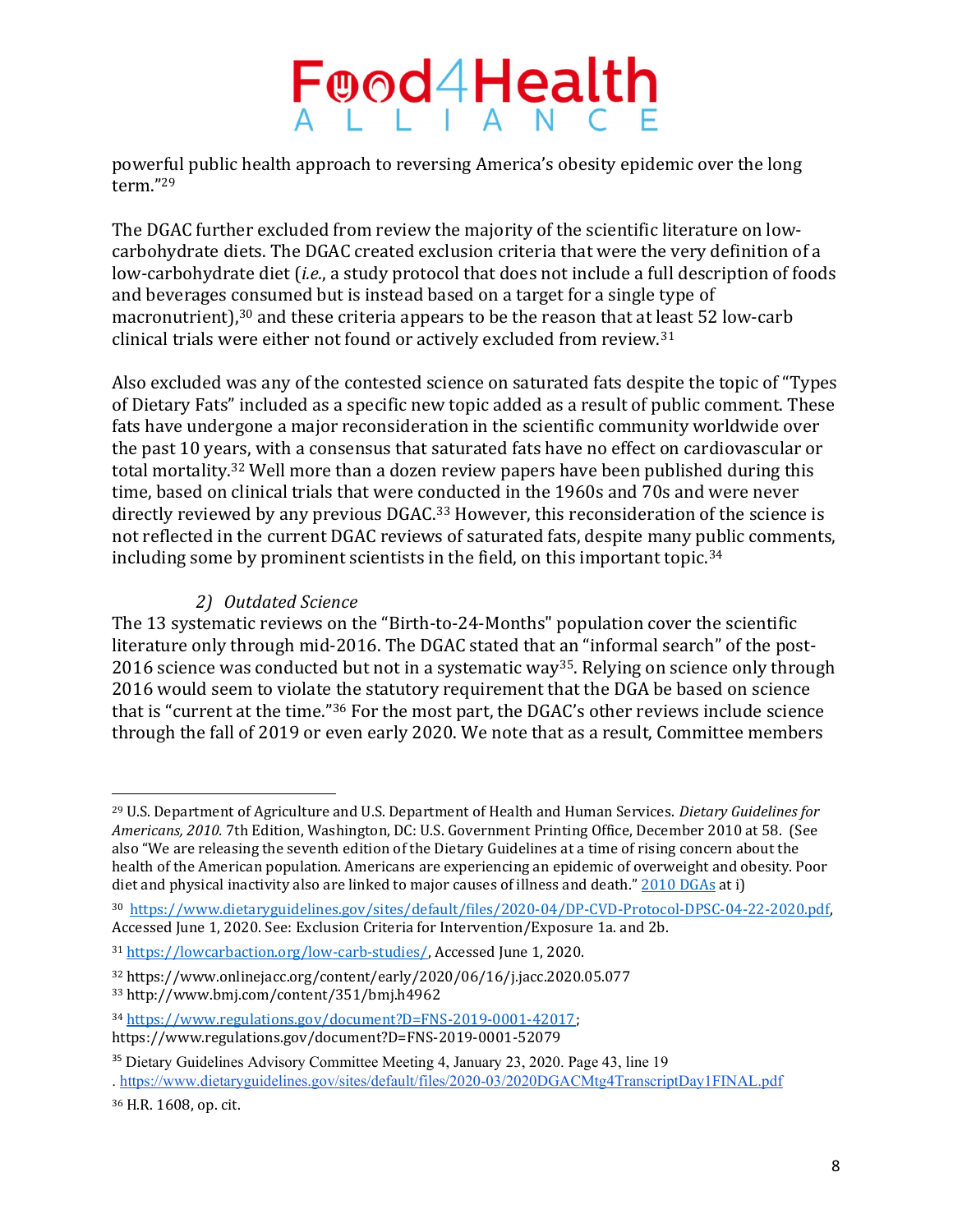powerful public health approach to reversing America's obesity epidemic over the long term."[29]

The DGAC further excluded from review the majority of the scientific literature on low-carbohydrate diets. The DGAC created exclusion criteria that were the very definition of a low-carbohydrate diet (*i.e.*, a study protocol that does not include a full description of foods and beverages consumed but is instead based on a target for a single type of macronutrient),[30] and these criteria appears to be the reason that at least 52 low-carb clinical trials were either not found or actively excluded from review.[31]

Also excluded was any of the contested science on saturated fats despite the topic of "Types of Dietary Fats" included as a specific new topic added as a result of public comment. These fats have undergone a major reconsideration in the scientific community worldwide over the past 10 years, with a consensus that saturated fats have no effect on cardiovascular or total mortality.[32] Well more than a dozen review papers have been published during this time, based on clinical trials that were conducted in the 1960s and 70s and were never directly reviewed by any previous DGAC.[33] However, this reconsideration of the science is not reflected in the current DGAC reviews of saturated fats, despite many public comments, including some by prominent scientists in the field, on this important topic.[34]

*2) Outdated Science*

The 13 systematic reviews on the "Birth-to-24-Months" population cover the scientific literature only through mid-2016. The DGAC stated that an "informal search" of the post-2016 science was conducted but not in a systematic way[35]. Relying on science only through 2016 would seem to violate the statutory requirement that the DGA be based on science that is "current at the time."[36] For the most part, the DGAC's other reviews include science through the fall of 2019 or even early 2020. We note that as a result, Committee members

---

[29] U.S. Department of Agriculture and U.S. Department of Health and Human Services. *Dietary Guidelines for Americans, 2010.* 7th Edition, Washington, DC: U.S. Government Printing Office, December 2010 at 58. (See also "We are releasing the seventh edition of the Dietary Guidelines at a time of rising concern about the health of the American population. Americans are experiencing an epidemic of overweight and obesity. Poor diet and physical inactivity also are linked to major causes of illness and death." 2010 DGAs at i)

[30] https://www.dietaryguidelines.gov/sites/default/files/2020-04/DP-CVD-Protocol-DPSC-04-22-2020.pdf, Accessed June 1, 2020. See: Exclusion Criteria for Intervention/Exposure 1a. and 2b.

[31] https://lowcarbaction.org/low-carb-studies/, Accessed June 1, 2020.

[32] https://www.onlinejacc.org/content/early/2020/06/16/j.jacc.2020.05.077

[33] http://www.bmj.com/content/351/bmj.h4962

[34] https://www.regulations.gov/document?D=FNS-2019-0001-42017; https://www.regulations.gov/document?D=FNS-2019-0001-52079

[35] Dietary Guidelines Advisory Committee Meeting 4, January 23, 2020. Page 43, line 19 . https://www.dietaryguidelines.gov/sites/default/files/2020-03/2020DGACMtg4TranscriptDay1FINAL.pdf

[36] H.R. 1608, op. cit.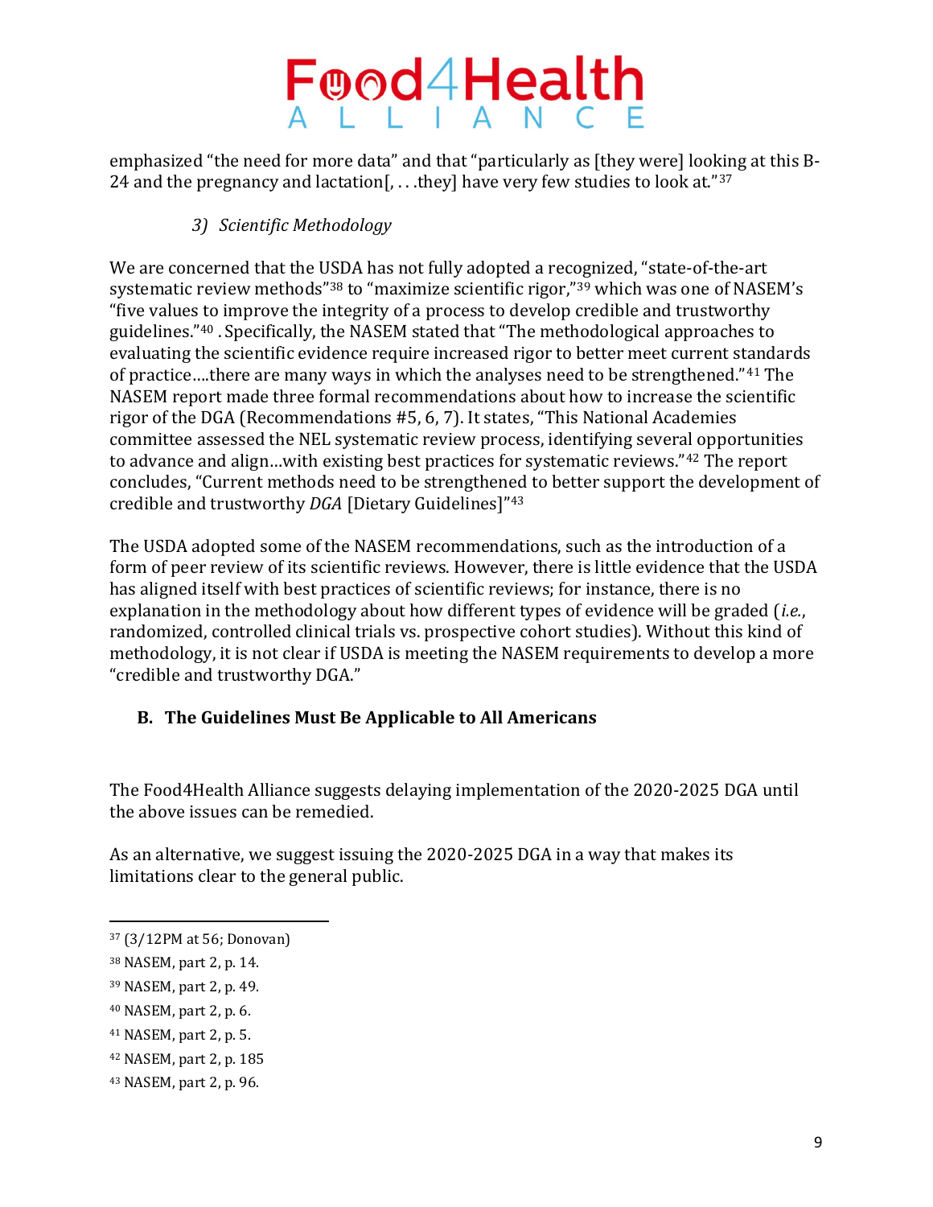emphasized "the need for more data" and that "particularly as [they were] looking at this B-24 and the pregnancy and lactation[, . . .they] have very few studies to look at."[37]

### *3) Scientific Methodology*

We are concerned that the USDA has not fully adopted a recognized, "state-of-the-art systematic review methods"[38] to "maximize scientific rigor,"[39] which was one of NASEM's "five values to improve the integrity of a process to develop credible and trustworthy guidelines."[40] . Specifically, the NASEM stated that "The methodological approaches to evaluating the scientific evidence require increased rigor to better meet current standards of practice….there are many ways in which the analyses need to be strengthened."[41] The NASEM report made three formal recommendations about how to increase the scientific rigor of the DGA (Recommendations #5, 6, 7). It states, "This National Academies committee assessed the NEL systematic review process, identifying several opportunities to advance and align…with existing best practices for systematic reviews."[42] The report concludes, "Current methods need to be strengthened to better support the development of credible and trustworthy *DGA* [Dietary Guidelines]"[43]

The USDA adopted some of the NASEM recommendations, such as the introduction of a form of peer review of its scientific reviews. However, there is little evidence that the USDA has aligned itself with best practices of scientific reviews; for instance, there is no explanation in the methodology about how different types of evidence will be graded (*i.e.*, randomized, controlled clinical trials vs. prospective cohort studies). Without this kind of methodology, it is not clear if USDA is meeting the NASEM requirements to develop a more "credible and trustworthy DGA."

## **B. The Guidelines Must Be Applicable to All Americans**

The Food4Health Alliance suggests delaying implementation of the 2020-2025 DGA until the above issues can be remedied.

As an alternative, we suggest issuing the 2020-2025 DGA in a way that makes its limitations clear to the general public.

---

[37] (3/12PM at 56; Donovan)

[38] NASEM, part 2, p. 14.

[39] NASEM, part 2, p. 49.

[40] NASEM, part 2, p. 6.

[41] NASEM, part 2, p. 5.

[42] NASEM, part 2, p. 185

[43] NASEM, part 2, p. 96.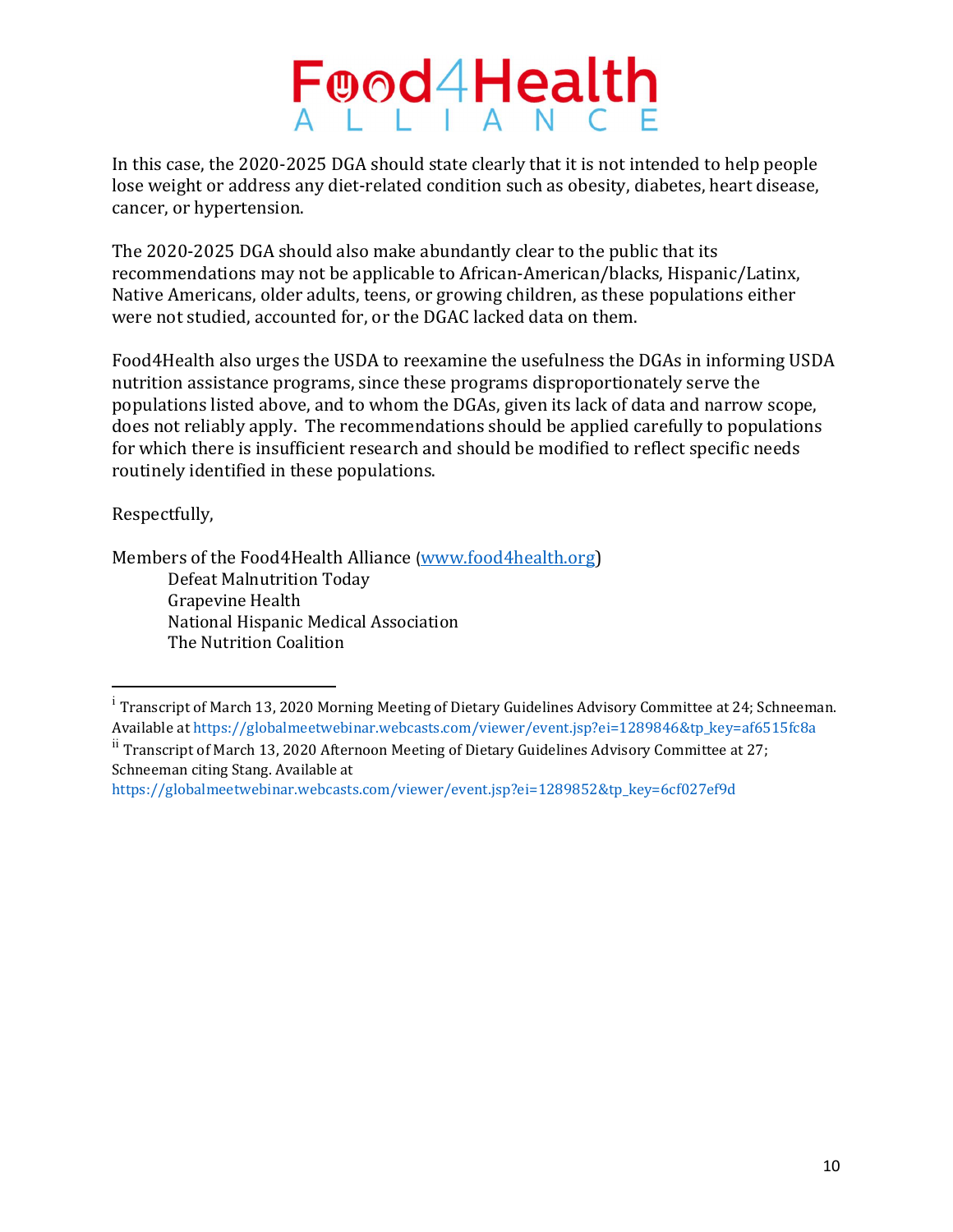# Food4Health ALLIANCE

In this case, the 2020-2025 DGA should state clearly that it is not intended to help people lose weight or address any diet-related condition such as obesity, diabetes, heart disease, cancer, or hypertension.

The 2020-2025 DGA should also make abundantly clear to the public that its recommendations may not be applicable to African-American/blacks, Hispanic/Latinx, Native Americans, older adults, teens, or growing children, as these populations either were not studied, accounted for, or the DGAC lacked data on them.

Food4Health also urges the USDA to reexamine the usefulness the DGAs in informing USDA nutrition assistance programs, since these programs disproportionately serve the populations listed above, and to whom the DGAs, given its lack of data and narrow scope, does not reliably apply. The recommendations should be applied carefully to populations for which there is insufficient research and should be modified to reflect specific needs routinely identified in these populations.

Respectfully,

Members of the Food4Health Alliance ([www.food4health.org](www.food4health.org))

Defeat Malnutrition Today
Grapevine Health
National Hispanic Medical Association
The Nutrition Coalition

---

[i] Transcript of March 13, 2020 Morning Meeting of Dietary Guidelines Advisory Committee at 24; Schneeman. Available at https://globalmeetwebinar.webcasts.com/viewer/event.jsp?ei=1289846&tp_key=af6515fc8a

[ii] Transcript of March 13, 2020 Afternoon Meeting of Dietary Guidelines Advisory Committee at 27; Schneeman citing Stang. Available at https://globalmeetwebinar.webcasts.com/viewer/event.jsp?ei=1289852&tp_key=6cf027ef9d